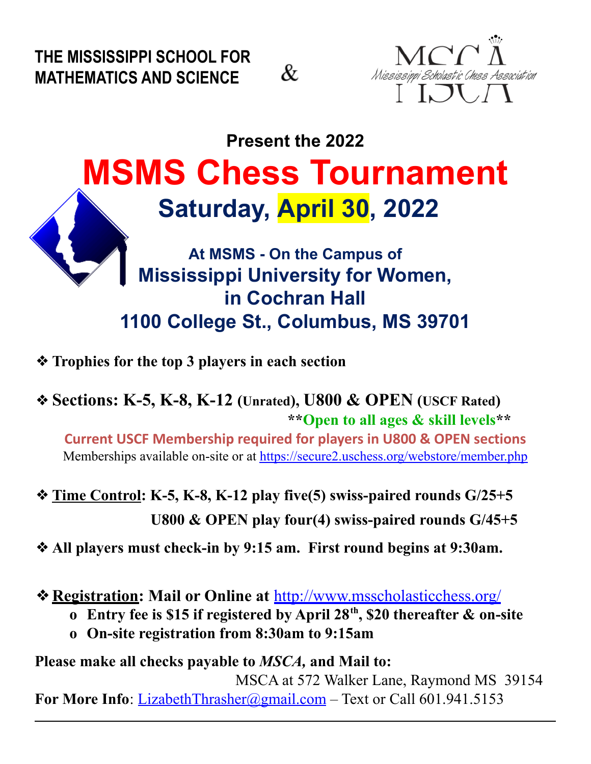**THE MISSISSIPPI SCHOOL FOR MATHEMATICS AND SCIENCE** & **MSCA** *Mississippi Scholastic Chess Association*

### Present the 2022

# MSMS Chess Tournament

## Saturday, April 30, 2022

### At MSMS - On the Campus of
## Mississippi University for Women, in Cochran Hall
## 1100 College St., Columbus, MS 39701

- **Trophies for the top 3 players in each section**
- **Sections: K-5, K-8, K-12 (Unrated), U800 & OPEN (USCF Rated)**

  ****Open to all ages & skill levels****

  **Current USCF Membership required for players in U800 & OPEN sections**

  Memberships available on-site or at https://secure2.uschess.org/webstore/member.php

- **Time Control: K-5, K-8, K-12 play five(5) swiss-paired rounds G/25+5**

  **U800 & OPEN play four(4) swiss-paired rounds G/45+5**

- **All players must check-in by 9:15 am. First round begins at 9:30am.**
- **Registration: Mail or Online at http://www.msscholasticchess.org/**
  - **Entry fee is $15 if registered by April 28th, $20 thereafter & on-site**
  - **On-site registration from 8:30am to 9:15am**

**Please make all checks payable to *MSCA,* and Mail to:**

MSCA at 572 Walker Lane, Raymond MS 39154

**For More Info**: LizabethThrasher@gmail.com – Text or Call 601.941.5153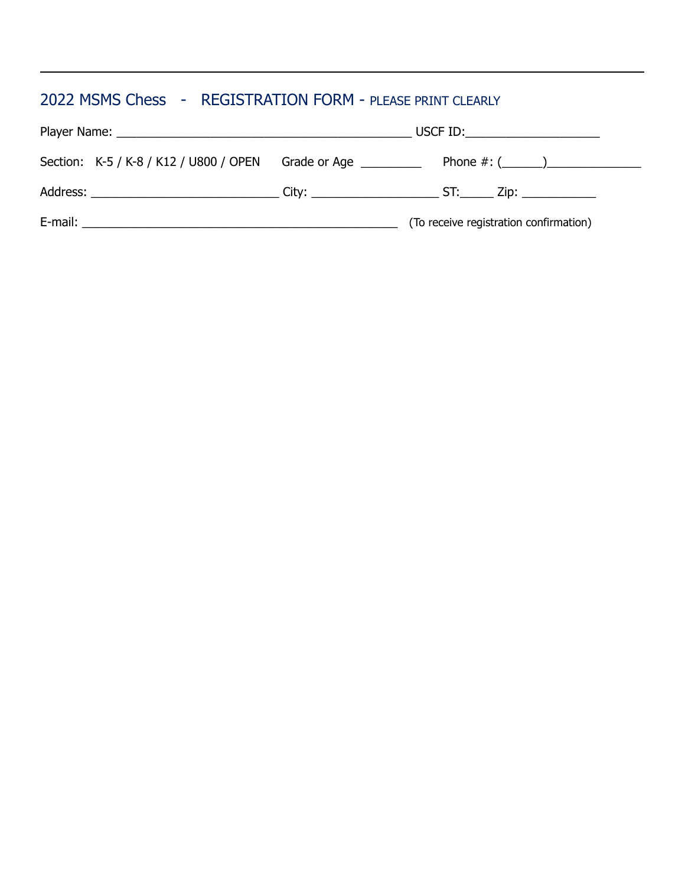---

## 2022 MSMS Chess - REGISTRATION FORM - PLEASE PRINT CLEARLY

Player Name: ______________________________________________ USCF ID:_____________________

Section: K-5 / K-8 / K12 / U800 / OPEN Grade or Age _________ Phone #: (______)______________

Address: _____________________________ City: ___________________ ST:_____ Zip: ___________

E-mail: _________________________________________________ (To receive registration confirmation)